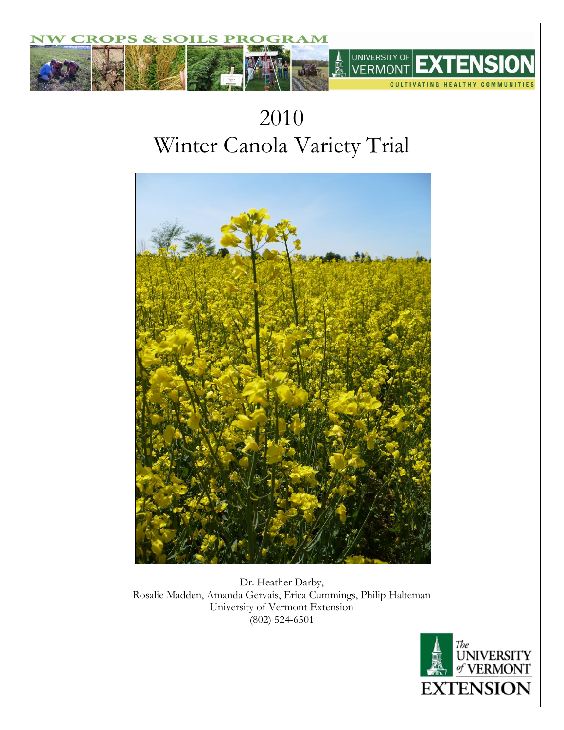NW CROPS & SOILS PROGRAM

UNIVERSITY OF VERMONT EXTENSION

CULTIVATING HEALTHY COMMUNITIES

# 2010
# Winter Canola Variety Trial

Dr. Heather Darby,
Rosalie Madden, Amanda Gervais, Erica Cummings, Philip Halteman
University of Vermont Extension
(802) 524-6501

The UNIVERSITY of VERMONT EXTENSION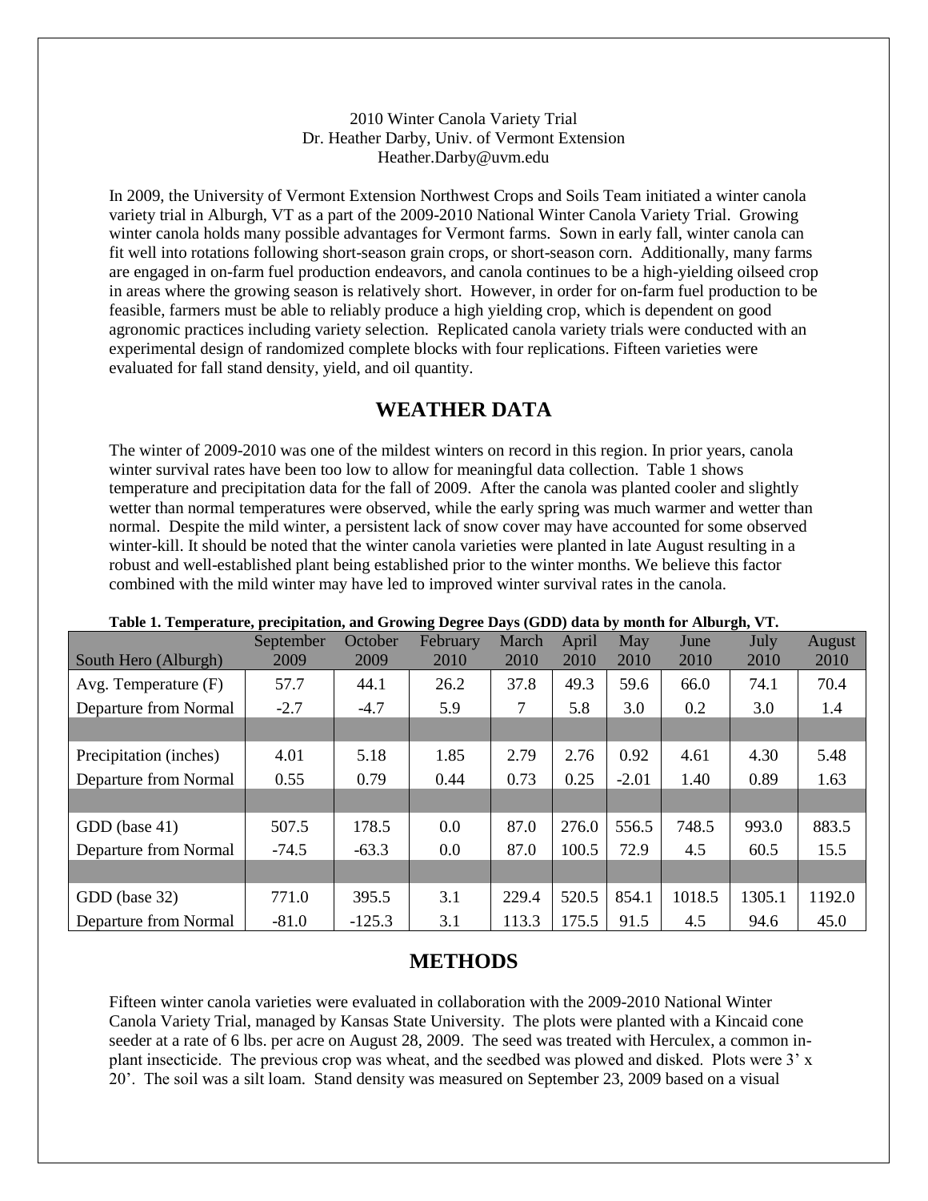2010 Winter Canola Variety Trial
Dr. Heather Darby, Univ. of Vermont Extension
Heather.Darby@uvm.edu

In 2009, the University of Vermont Extension Northwest Crops and Soils Team initiated a winter canola variety trial in Alburgh, VT as a part of the 2009-2010 National Winter Canola Variety Trial. Growing winter canola holds many possible advantages for Vermont farms. Sown in early fall, winter canola can fit well into rotations following short-season grain crops, or short-season corn. Additionally, many farms are engaged in on-farm fuel production endeavors, and canola continues to be a high-yielding oilseed crop in areas where the growing season is relatively short. However, in order for on-farm fuel production to be feasible, farmers must be able to reliably produce a high yielding crop, which is dependent on good agronomic practices including variety selection. Replicated canola variety trials were conducted with an experimental design of randomized complete blocks with four replications. Fifteen varieties were evaluated for fall stand density, yield, and oil quantity.

## WEATHER DATA

The winter of 2009-2010 was one of the mildest winters on record in this region. In prior years, canola winter survival rates have been too low to allow for meaningful data collection. Table 1 shows temperature and precipitation data for the fall of 2009. After the canola was planted cooler and slightly wetter than normal temperatures were observed, while the early spring was much warmer and wetter than normal. Despite the mild winter, a persistent lack of snow cover may have accounted for some observed winter-kill. It should be noted that the winter canola varieties were planted in late August resulting in a robust and well-established plant being established prior to the winter months. We believe this factor combined with the mild winter may have led to improved winter survival rates in the canola.

**Table 1. Temperature, precipitation, and Growing Degree Days (GDD) data by month for Alburgh, VT.**

| South Hero (Alburgh) | September 2009 | October 2009 | February 2010 | March 2010 | April 2010 | May 2010 | June 2010 | July 2010 | August 2010 |
|---|---|---|---|---|---|---|---|---|---|
| Avg. Temperature (F) | 57.7 | 44.1 | 26.2 | 37.8 | 49.3 | 59.6 | 66.0 | 74.1 | 70.4 |
| Departure from Normal | -2.7 | -4.7 | 5.9 | 7 | 5.8 | 3.0 | 0.2 | 3.0 | 1.4 |
| | | | | | | | | | |
| Precipitation (inches) | 4.01 | 5.18 | 1.85 | 2.79 | 2.76 | 0.92 | 4.61 | 4.30 | 5.48 |
| Departure from Normal | 0.55 | 0.79 | 0.44 | 0.73 | 0.25 | -2.01 | 1.40 | 0.89 | 1.63 |
| | | | | | | | | | |
| GDD (base 41) | 507.5 | 178.5 | 0.0 | 87.0 | 276.0 | 556.5 | 748.5 | 993.0 | 883.5 |
| Departure from Normal | -74.5 | -63.3 | 0.0 | 87.0 | 100.5 | 72.9 | 4.5 | 60.5 | 15.5 |
| | | | | | | | | | |
| GDD (base 32) | 771.0 | 395.5 | 3.1 | 229.4 | 520.5 | 854.1 | 1018.5 | 1305.1 | 1192.0 |
| Departure from Normal | -81.0 | -125.3 | 3.1 | 113.3 | 175.5 | 91.5 | 4.5 | 94.6 | 45.0 |

## METHODS

Fifteen winter canola varieties were evaluated in collaboration with the 2009-2010 National Winter Canola Variety Trial, managed by Kansas State University. The plots were planted with a Kincaid cone seeder at a rate of 6 lbs. per acre on August 28, 2009. The seed was treated with Herculex, a common in-plant insecticide. The previous crop was wheat, and the seedbed was plowed and disked. Plots were 3' x 20'. The soil was a silt loam. Stand density was measured on September 23, 2009 based on a visual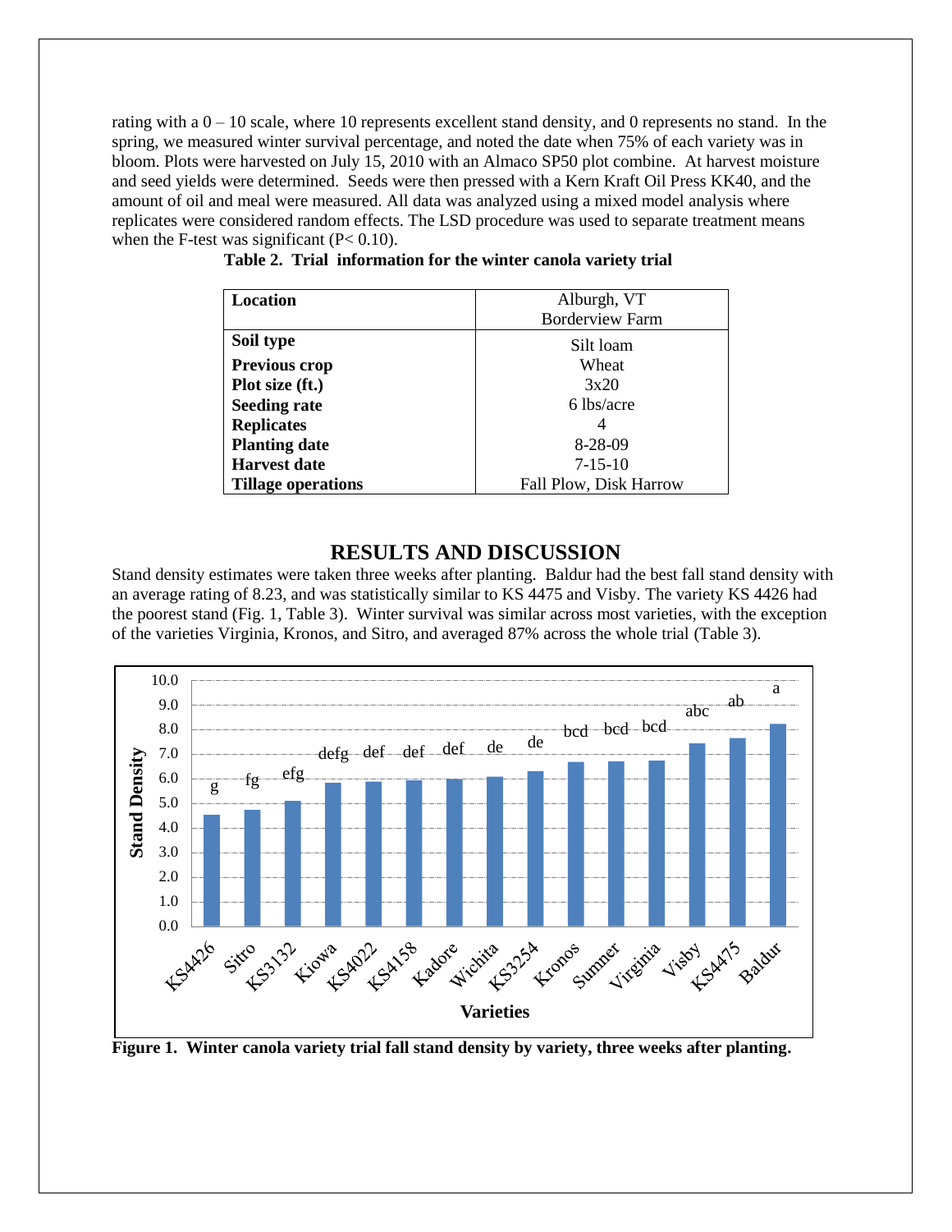rating with a 0 – 10 scale, where 10 represents excellent stand density, and 0 represents no stand. In the spring, we measured winter survival percentage, and noted the date when 75% of each variety was in bloom. Plots were harvested on July 15, 2010 with an Almaco SP50 plot combine. At harvest moisture and seed yields were determined. Seeds were then pressed with a Kern Kraft Oil Press KK40, and the amount of oil and meal were measured. All data was analyzed using a mixed model analysis where replicates were considered random effects. The LSD procedure was used to separate treatment means when the F-test was significant ($P < 0.10$).

**Table 2. Trial information for the winter canola variety trial**

| **Location** | Alburgh, VT Borderview Farm |
|---|---|
| **Soil type** | Silt loam |
| **Previous crop** | Wheat |
| **Plot size (ft.)** | 3x20 |
| **Seeding rate** | 6 lbs/acre |
| **Replicates** | 4 |
| **Planting date** | 8-28-09 |
| **Harvest date** | 7-15-10 |
| **Tillage operations** | Fall Plow, Disk Harrow |

## RESULTS AND DISCUSSION

Stand density estimates were taken three weeks after planting. Baldur had the best fall stand density with an average rating of 8.23, and was statistically similar to KS 4475 and Visby. The variety KS 4426 had the poorest stand (Fig. 1, Table 3). Winter survival was similar across most varieties, with the exception of the varieties Virginia, Kronos, and Sitro, and averaged 87% across the whole trial (Table 3).

| Varieties | Stand Density (approx.) | Significance |
|---|---|---|
| KS4426 | 4.5 | g |
| Sitro | 4.7 | fg |
| KS3132 | 5.1 | efg |
| Kiowa | 5.8 | defg |
| KS4022 | 5.9 | def |
| KS4158 | 5.9 | def |
| Kadore | 6.0 | def |
| Wichita | 6.1 | de |
| KS3254 | 6.3 | de |
| Kronos | 6.7 | bcd |
| Sumner | 6.7 | bcd |
| Virginia | 6.7 | bcd |
| Visby | 7.4 | abc |
| KS4475 | 7.6 | ab |
| Baldur | 8.2 | a |

**Figure 1. Winter canola variety trial fall stand density by variety, three weeks after planting.**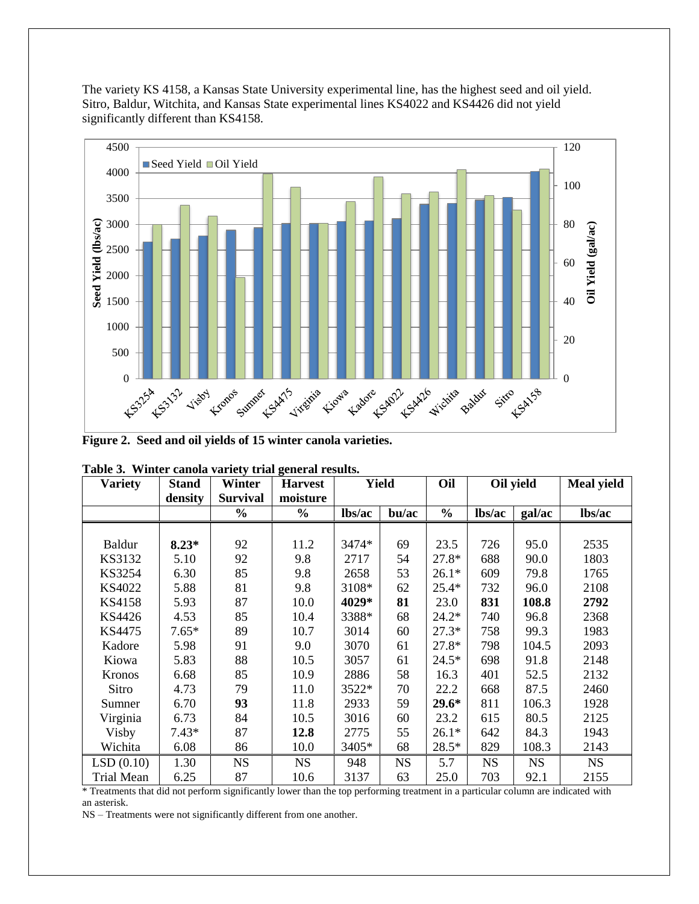The variety KS 4158, a Kansas State University experimental line, has the highest seed and oil yield. Sitro, Baldur, Witchita, and Kansas State experimental lines KS4022 and KS4426 did not yield significantly different than KS4158.

**Figure 2. Seed and oil yields of 15 winter canola varieties.**

**Table 3. Winter canola variety trial general results.**

| Variety | Stand density | Winter Survival | Harvest moisture | Yield | | Oil | Oil yield | | Meal yield |
|---|---|---|---|---|---|---|---|---|---|
| | | % | % | lbs/ac | bu/ac | % | lbs/ac | gal/ac | lbs/ac |
| Baldur | **8.23*** | 92 | 11.2 | 3474* | 69 | 23.5 | 726 | 95.0 | 2535 |
| KS3132 | 5.10 | 92 | 9.8 | 2717 | 54 | 27.8* | 688 | 90.0 | 1803 |
| KS3254 | 6.30 | 85 | 9.8 | 2658 | 53 | 26.1* | 609 | 79.8 | 1765 |
| KS4022 | 5.88 | 81 | 9.8 | 3108* | 62 | 25.4* | 732 | 96.0 | 2108 |
| KS4158 | 5.93 | 87 | 10.0 | **4029*** | **81** | 23.0 | **831** | **108.8** | **2792** |
| KS4426 | 4.53 | 85 | 10.4 | 3388* | 68 | 24.2* | 740 | 96.8 | 2368 |
| KS4475 | 7.65* | 89 | 10.7 | 3014 | 60 | 27.3* | 758 | 99.3 | 1983 |
| Kadore | 5.98 | 91 | 9.0 | 3070 | 61 | 27.8* | 798 | 104.5 | 2093 |
| Kiowa | 5.83 | 88 | 10.5 | 3057 | 61 | 24.5* | 698 | 91.8 | 2148 |
| Kronos | 6.68 | 85 | 10.9 | 2886 | 58 | 16.3 | 401 | 52.5 | 2132 |
| Sitro | 4.73 | 79 | 11.0 | 3522* | 70 | 22.2 | 668 | 87.5 | 2460 |
| Sumner | 6.70 | **93** | 11.8 | 2933 | 59 | **29.6*** | 811 | 106.3 | 1928 |
| Virginia | 6.73 | 84 | 10.5 | 3016 | 60 | 23.2 | 615 | 80.5 | 2125 |
| Visby | 7.43* | 87 | **12.8** | 2775 | 55 | 26.1* | 642 | 84.3 | 1943 |
| Wichita | 6.08 | 86 | 10.0 | 3405* | 68 | 28.5* | 829 | 108.3 | 2143 |
| LSD (0.10) | 1.30 | NS | NS | 948 | NS | 5.7 | NS | NS | NS |
| Trial Mean | 6.25 | 87 | 10.6 | 3137 | 63 | 25.0 | 703 | 92.1 | 2155 |

\* Treatments that did not perform significantly lower than the top performing treatment in a particular column are indicated with an asterisk.

NS – Treatments were not significantly different from one another.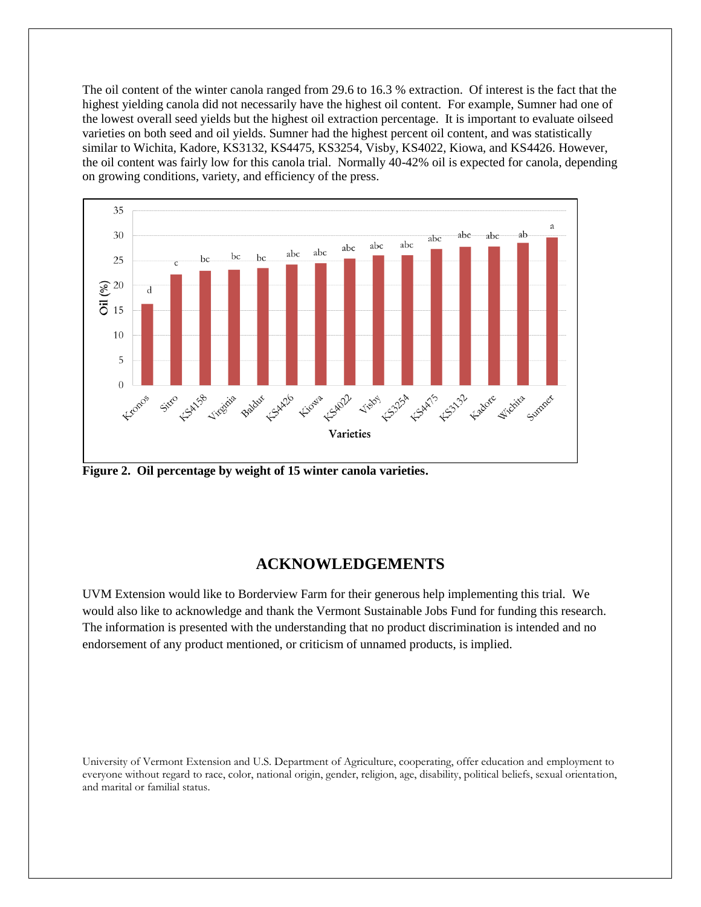The oil content of the winter canola ranged from 29.6 to 16.3 % extraction. Of interest is the fact that the highest yielding canola did not necessarily have the highest oil content. For example, Sumner had one of the lowest overall seed yields but the highest oil extraction percentage. It is important to evaluate oilseed varieties on both seed and oil yields. Sumner had the highest percent oil content, and was statistically similar to Wichita, Kadore, KS3132, KS4475, KS3254, Visby, KS4022, Kiowa, and KS4426. However, the oil content was fairly low for this canola trial. Normally 40-42% oil is expected for canola, depending on growing conditions, variety, and efficiency of the press.

Oil (%)

35
30
25
20
15
10
5
0

d c bc bc bc abc abc abc abc abc abc abc abc ab a

Kronos Sitro KS4158 Virginia Baldur KS4426 Kiowa KS4022 Visby KS3254 KS4475 KS3132 Kadore Wichita Sumner

Varieties

**Figure 2. Oil percentage by weight of 15 winter canola varieties.**

## ACKNOWLEDGEMENTS

UVM Extension would like to Borderview Farm for their generous help implementing this trial. We would also like to acknowledge and thank the Vermont Sustainable Jobs Fund for funding this research. The information is presented with the understanding that no product discrimination is intended and no endorsement of any product mentioned, or criticism of unnamed products, is implied.

University of Vermont Extension and U.S. Department of Agriculture, cooperating, offer education and employment to everyone without regard to race, color, national origin, gender, religion, age, disability, political beliefs, sexual orientation, and marital or familial status.